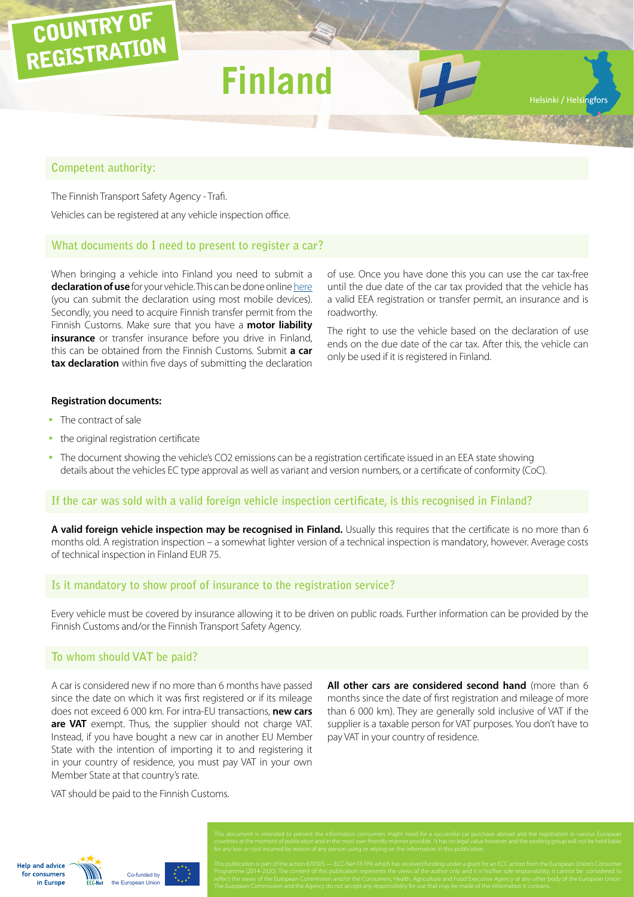COUNTRY OF REGISTRATION

# Finland

Helsinki / Helsingfors

## Competent authority:

The Finnish Transport Safety Agency - Trafi.

Vehicles can be registered at any vehicle inspection office.

## What documents do I need to present to register a car?

When bringing a vehicle into Finland you need to submit a **declaration of use** for your vehicle. This can be done online here (you can submit the declaration using most mobile devices). Secondly, you need to acquire Finnish transfer permit from the Finnish Customs. Make sure that you have a **motor liability insurance** or transfer insurance before you drive in Finland, this can be obtained from the Finnish Customs. Submit **a car tax declaration** within five days of submitting the declaration of use. Once you have done this you can use the car tax-free until the due date of the car tax provided that the vehicle has a valid EEA registration or transfer permit, an insurance and is roadworthy.

The right to use the vehicle based on the declaration of use ends on the due date of the car tax. After this, the vehicle can only be used if it is registered in Finland.

**Registration documents:**

- The contract of sale
- the original registration certificate
- The document showing the vehicle's $CO_2$ emissions can be a registration certificate issued in an EEA state showing details about the vehicles EC type approval as well as variant and version numbers, or a certificate of conformity (CoC).

## If the car was sold with a valid foreign vehicle inspection certificate, is this recognised in Finland?

**A valid foreign vehicle inspection may be recognised in Finland.** Usually this requires that the certificate is no more than 6 months old. A registration inspection – a somewhat lighter version of a technical inspection is mandatory, however. Average costs of technical inspection in Finland EUR 75.

## Is it mandatory to show proof of insurance to the registration service?

Every vehicle must be covered by insurance allowing it to be driven on public roads. Further information can be provided by the Finnish Customs and/or the Finnish Transport Safety Agency.

## To whom should VAT be paid?

A car is considered new if no more than 6 months have passed since the date on which it was first registered or if its mileage does not exceed 6 000 km. For intra-EU transactions, **new cars are VAT** exempt. Thus, the supplier should not charge VAT. Instead, if you have bought a new car in another EU Member State with the intention of importing it to and registering it in your country of residence, you must pay VAT in your own Member State at that country's rate.

VAT should be paid to the Finnish Customs.

**All other cars are considered second hand** (more than 6 months since the date of first registration and mileage of more than 6 000 km). They are generally sold inclusive of VAT if the supplier is a taxable person for VAT purposes. You don't have to pay VAT in your country of residence.

This document is intended to present the information consumers might need for a successful car purchase abroad and the registration in various European countries at the moment of publication and in the most user-friendly manner possible. It has no legal value however and the working group will not be held liable for any loss or cost incurred by reason of any person using or relying on the information in this publication.

This publication is part of the action 670505 — ECC-Net FR FPA which has received funding under a grant for an ECC action from the European Union's Consumer Programme (2014-2020). The content of this publication represents the views of the author only and it is his/her sole responsibility; it cannot be considered to reflect the views of the European Commission and/or the Consumers, Health, Agriculture and Food Executive Agency or any other body of the European Union. The European Commission and the Agency do not accept any responsibility for use that may be made of the information it contains.

Help and advice for consumers in Europe — ECC-Net — Co-funded by the European Union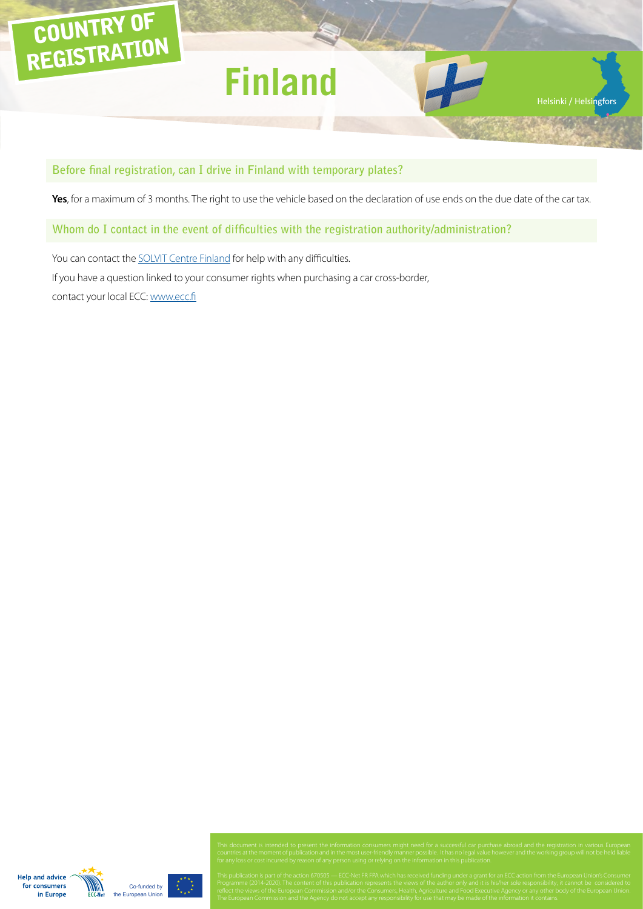# COUNTRY OF REGISTRATION

# Finland

Helsinki / Helsingfors

## Before final registration, can I drive in Finland with temporary plates?

**Yes**, for a maximum of 3 months. The right to use the vehicle based on the declaration of use ends on the due date of the car tax.

## Whom do I contact in the event of difficulties with the registration authority/administration?

You can contact the SOLVIT Centre Finland for help with any difficulties.

If you have a question linked to your consumer rights when purchasing a car cross-border,

contact your local ECC: www.ecc.fi

Help and advice for consumers in Europe

ECC-Net

Co-funded by the European Union

This document is intended to present the information consumers might need for a successful car purchase abroad and the registration in various European countries at the moment of publication and in the most user-friendly manner possible. It has no legal value however and the working group will not be held liable for any loss or cost incurred by reason of any person using or relying on the information in this publication.

This publication is part of the action 670505 — ECC-Net FR FPA which has received funding under a grant for an ECC action from the European Union's Consumer Programme (2014-2020). The content of this publication represents the views of the author only and it is his/her sole responsibility; it cannot be considered to reflect the views of the European Commission and/or the Consumers, Health, Agriculture and Food Executive Agency or any other body of the European Union. The European Commission and the Agency do not accept any responsibility for use that may be made of the information it contains.